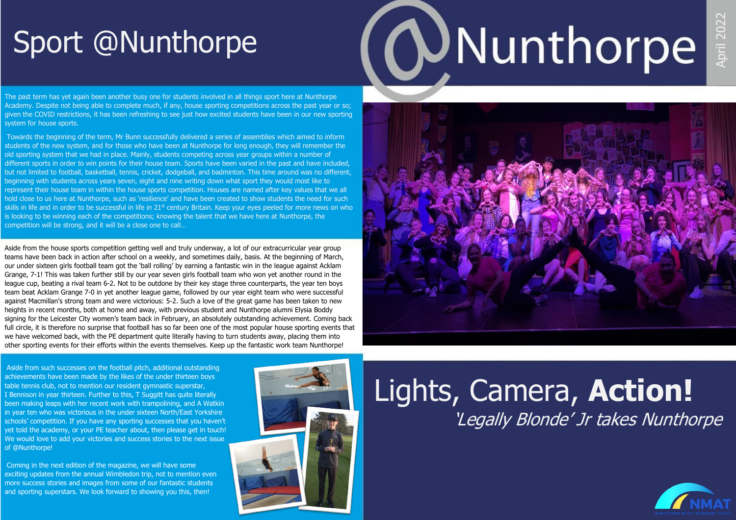# Sport @Nunthorpe

@Nunthorpe

April 2022

The past term has yet again been another busy one for students involved in all things sport here at Nunthorpe Academy. Despite not being able to complete much, if any, house sporting competitions across the past year or so; given the COVID restrictions, it has been refreshing to see just how excited students have been in our new sporting system for house sports.

Towards the beginning of the term, Mr Bunn successfully delivered a series of assemblies which aimed to inform students of the new system, and for those who have been at Nunthorpe for long enough, they will remember the old sporting system that we had in place. Mainly, students competing across year groups within a number of different sports in order to win points for their house team. Sports have been varied in the past and have included, but not limited to football, basketball, tennis, cricket, dodgeball, and badminton. This time around was no different, beginning with students across years seven, eight and nine writing down what sport they would most like to represent their house team in within the house sports competition. Houses are named after key values that we all hold close to us here at Nunthorpe, such as 'resilience' and have been created to show students the need for such skills in life and in order to be successful in life in 21st century Britain. Keep your eyes peeled for more news on who is looking to be winning each of the competitions; knowing the talent that we have here at Nunthorpe, the competition will be strong, and it will be a close one to call…

Aside from the house sports competition getting well and truly underway, a lot of our extracurricular year group teams have been back in action after school on a weekly, and sometimes daily, basis. At the beginning of March, our under sixteen girls football team got the 'ball rolling' by earning a fantastic win in the league against Acklam Grange, 7-1! This was taken further still by our year seven girls football team who won yet another round in the league cup, beating a rival team 6-2. Not to be outdone by their key stage three counterparts, the year ten boys team beat Acklam Grange 7-0 in yet another league game, followed by our year eight team who were successful against Macmillan's strong team and were victorious: 5-2. Such a love of the great game has been taken to new heights in recent months, both at home and away, with previous student and Nunthorpe alumni Elysia Boddy signing for the Leicester City women's team back in February, an absolutely outstanding achievement. Coming back full circle, it is therefore no surprise that football has so far been one of the most popular house sporting events that we have welcomed back, with the PE department quite literally having to turn students away, placing them into other sporting events for their efforts within the events themselves. Keep up the fantastic work team Nunthorpe!

Aside from such successes on the football pitch, additional outstanding achievements have been made by the likes of the under thirteen boys table tennis club, not to mention our resident gymnastic superstar, I Bennison in year thirteen. Further to this, T Suggitt has quite literally been making leaps with her recent work with trampolining, and A Watkin in year ten who was victorious in the under sixteen North/East Yorkshire schools' competition. If you have any sporting successes that you haven't yet told the academy, or your PE teacher about, then please get in touch! We would love to add your victories and success stories to the next issue of @Nunthorpe!

Coming in the next edition of the magazine, we will have some exciting updates from the annual Wimbledon trip, not to mention even more success stories and images from some of our fantastic students and sporting superstars. We look forward to showing you this, then!

# Lights, Camera, **Action!**

*'Legally Blonde' Jr takes Nunthorpe*

NMAT
NUNTHORPE MULTI ACADEMY TRUST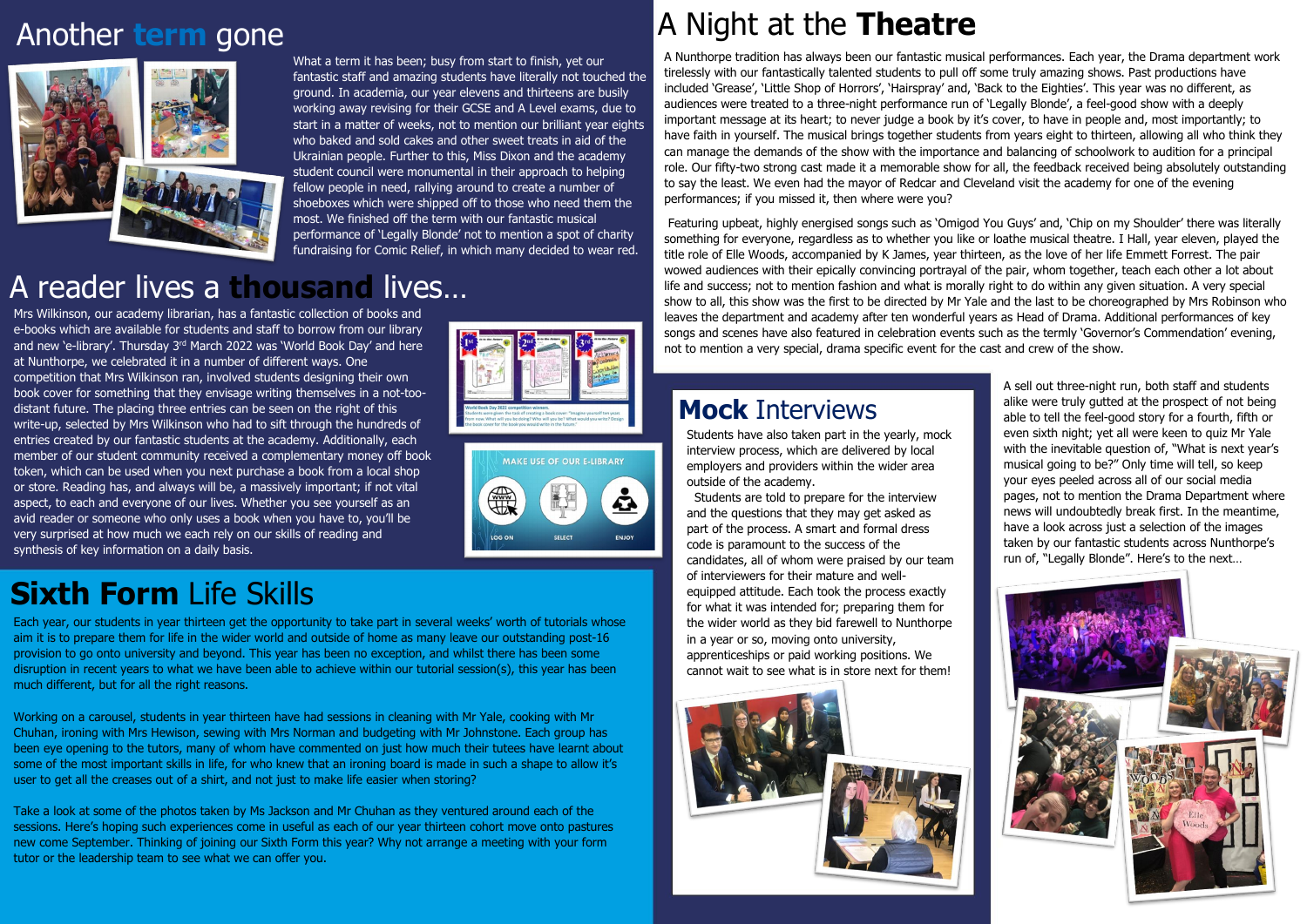# Another term gone

What a term it has been; busy from start to finish, yet our fantastic staff and amazing students have literally not touched the ground. In academia, our year elevens and thirteens are busily working away revising for their GCSE and A Level exams, due to start in a matter of weeks, not to mention our brilliant year eights who baked and sold cakes and other sweet treats in aid of the Ukrainian people. Further to this, Miss Dixon and the academy student council were monumental in their approach to helping fellow people in need, rallying around to create a number of shoeboxes which were shipped off to those who need them the most. We finished off the term with our fantastic musical performance of 'Legally Blonde' not to mention a spot of charity fundraising for Comic Relief, in which many decided to wear red.

# A reader lives a thousand lives…

Mrs Wilkinson, our academy librarian, has a fantastic collection of books and e-books which are available for students and staff to borrow from our library and new 'e-library'. Thursday 3rd March 2022 was 'World Book Day' and here at Nunthorpe, we celebrated it in a number of different ways. One competition that Mrs Wilkinson ran, involved students designing their own book cover for something that they envisage writing themselves in a not-too-distant future. The placing three entries can be seen on the right of this write-up, selected by Mrs Wilkinson who had to sift through the hundreds of entries created by our fantastic students at the academy. Additionally, each member of our student community received a complementary money off book token, which can be used when you next purchase a book from a local shop or store. Reading has, and always will be, a massively important; if not vital aspect, to each and everyone of our lives. Whether you see yourself as an avid reader or someone who only uses a book when you have to, you'll be very surprised at how much we each rely on our skills of reading and synthesis of key information on a daily basis.

# Sixth Form Life Skills

Each year, our students in year thirteen get the opportunity to take part in several weeks' worth of tutorials whose aim it is to prepare them for life in the wider world and outside of home as many leave our outstanding post-16 provision to go onto university and beyond. This year has been no exception, and whilst there has been some disruption in recent years to what we have been able to achieve within our tutorial session(s), this year has been much different, but for all the right reasons.

Working on a carousel, students in year thirteen have had sessions in cleaning with Mr Yale, cooking with Mr Chuhan, ironing with Mrs Hewison, sewing with Mrs Norman and budgeting with Mr Johnstone. Each group has been eye opening to the tutors, many of whom have commented on just how much their tutees have learnt about some of the most important skills in life, for who knew that an ironing board is made in such a shape to allow it's user to get all the creases out of a shirt, and not just to make life easier when storing?

Take a look at some of the photos taken by Ms Jackson and Mr Chuhan as they ventured around each of the sessions. Here's hoping such experiences come in useful as each of our year thirteen cohort move onto pastures new come September. Thinking of joining our Sixth Form this year? Why not arrange a meeting with your form tutor or the leadership team to see what we can offer you.

# A Night at the Theatre

A Nunthorpe tradition has always been our fantastic musical performances. Each year, the Drama department work tirelessly with our fantastically talented students to pull off some truly amazing shows. Past productions have included 'Grease', 'Little Shop of Horrors', 'Hairspray' and, 'Back to the Eighties'. This year was no different, as audiences were treated to a three-night performance run of 'Legally Blonde', a feel-good show with a deeply important message at its heart; to never judge a book by it's cover, to have in people and, most importantly; to have faith in yourself. The musical brings together students from years eight to thirteen, allowing all who think they can manage the demands of the show with the importance and balancing of schoolwork to audition for a principal role. Our fifty-two strong cast made it a memorable show for all, the feedback received being absolutely outstanding to say the least. We even had the mayor of Redcar and Cleveland visit the academy for one of the evening performances; if you missed it, then where were you?

Featuring upbeat, highly energised songs such as 'Omigod You Guys' and, 'Chip on my Shoulder' there was literally something for everyone, regardless as to whether you like or loathe musical theatre. I Hall, year eleven, played the title role of Elle Woods, accompanied by K James, year thirteen, as the love of her life Emmett Forrest. The pair wowed audiences with their epically convincing portrayal of the pair, whom together, teach each other a lot about life and success; not to mention fashion and what is morally right to do within any given situation. A very special show to all, this show was the first to be directed by Mr Yale and the last to be choreographed by Mrs Robinson who leaves the department and academy after ten wonderful years as Head of Drama. Additional performances of key songs and scenes have also featured in celebration events such as the termly 'Governor's Commendation' evening, not to mention a very special, drama specific event for the cast and crew of the show.

A sell out three-night run, both staff and students alike were truly gutted at the prospect of not being able to tell the feel-good story for a fourth, fifth or even sixth night; yet all were keen to quiz Mr Yale with the inevitable question of, "What is next year's musical going to be?" Only time will tell, so keep your eyes peeled across all of our social media pages, not to mention the Drama Department where news will undoubtedly break first. In the meantime, have a look across just a selection of the images taken by our fantastic students across Nunthorpe's run of, "Legally Blonde". Here's to the next…

# Mock Interviews

Students have also taken part in the yearly, mock interview process, which are delivered by local employers and providers within the wider area outside of the academy.

Students are told to prepare for the interview and the questions that they may get asked as part of the process. A smart and formal dress code is paramount to the success of the candidates, all of whom were praised by our team of interviewers for their mature and well-equipped attitude. Each took the process exactly for what it was intended for; preparing them for the wider world as they bid farewell to Nunthorpe in a year or so, moving onto university, apprenticeships or paid working positions. We cannot wait to see what is in store next for them!